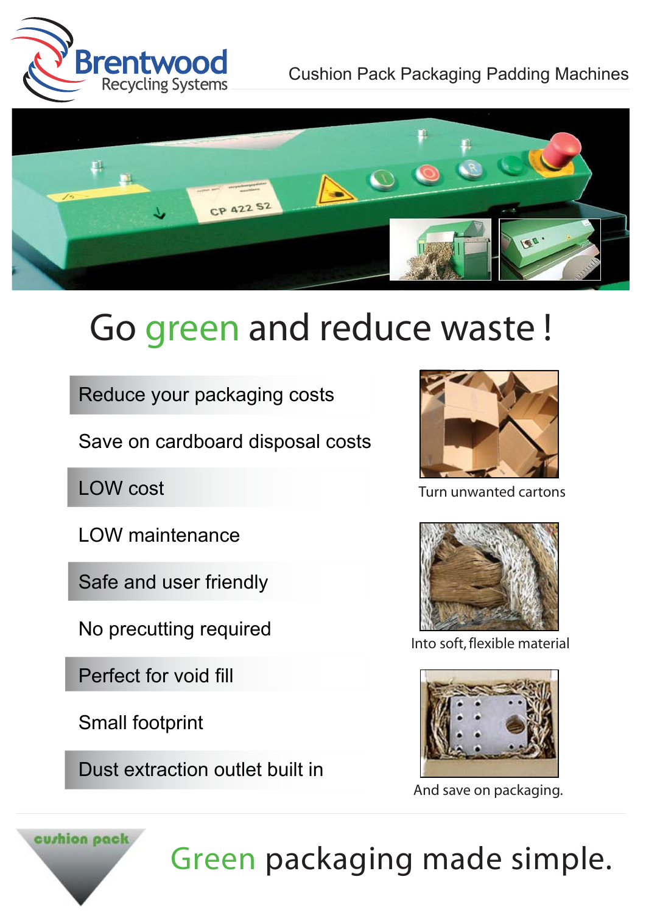Brentwood Recycling Systems

Cushion Pack Packaging Padding Machines

# Go green and reduce waste !

- Reduce your packaging costs
- Save on cardboard disposal costs
- LOW cost
- LOW maintenance
- Safe and user friendly
- No precutting required
- Perfect for void fill
- Small footprint
- Dust extraction outlet built in

Turn unwanted cartons

Into soft, flexible material

And save on packaging.

cushion pack

## Green packaging made simple.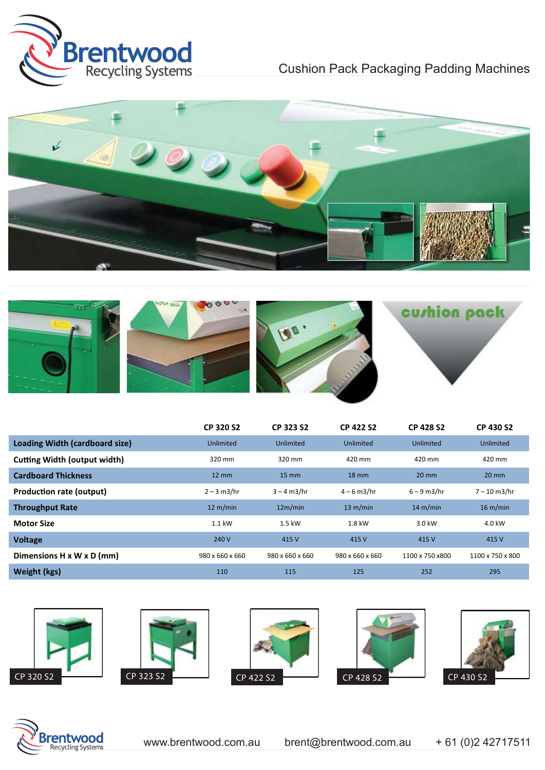# Brentwood Recycling Systems

## Cushion Pack Packaging Padding Machines

| | CP 320 S2 | CP 323 S2 | CP 422 S2 | CP 428 S2 | CP 430 S2 |
|---|---|---|---|---|---|
| **Loading Width (cardboard size)** | Unlimited | Unlimited | Unlimited | Unlimited | Unlimited |
| **Cutting Width (output width)** | 320 mm | 320 mm | 420 mm | 420 mm | 420 mm |
| **Cardboard Thickness** | 12 mm | 15 mm | 18 mm | 20 mm | 20 mm |
| **Production rate (output)** | 2 – 3 m3/hr | 3 – 4 m3/hr | 4 – 6 m3/hr | 6 – 9 m3/hr | 7 – 10 m3/hr |
| **Throughput Rate** | 12 m/min | 12m/min | 13 m/min | 14 m/min | 16 m/min |
| **Motor Size** | 1.1 kW | 1.5 kW | 1.8 kW | 3.0 kW | 4.0 kW |
| **Voltage** | 240 V | 415 V | 415 V | 415 V | 415 V |
| **Dimensions H x W x D (mm)** | 980 x 660 x 660 | 980 x 660 x 660 | 980 x 660 x 660 | 1100 x 750 x800 | 1100 x 750 x 800 |
| **Weight (kgs)** | 110 | 115 | 125 | 252 | 295 |

CP 320 S2

CP 323 S2

CP 422 S2

CP 428 S2

CP 430 S2

Brentwood Recycling Systems

www.brentwood.com.au brent@brentwood.com.au + 61 (0)2 42717511